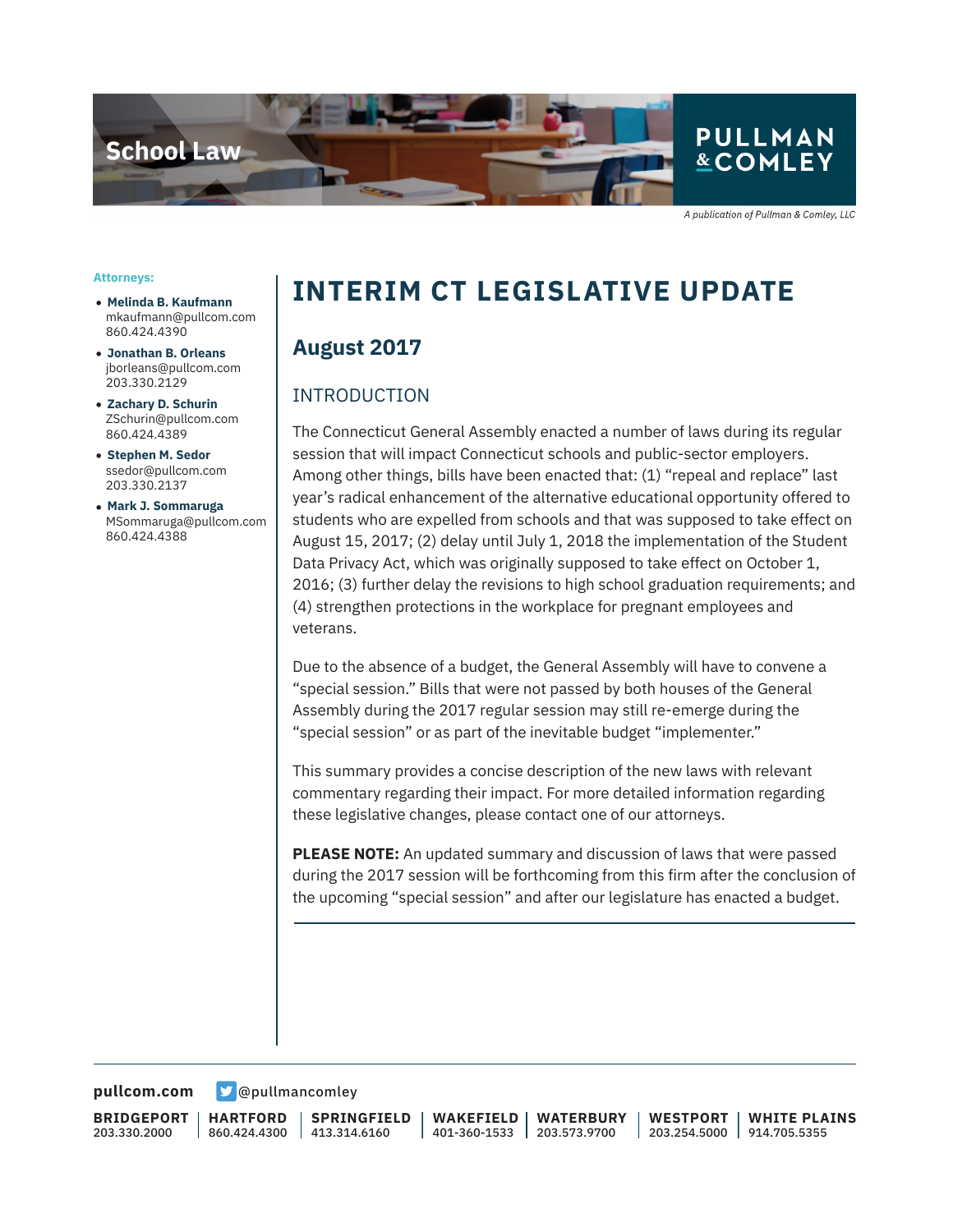School Law

PULLMAN & COMLEY

*A publication of Pullman & Comley, LLC*

**Attorneys:**

- **Melinda B. Kaufmann**
  mkaufmann@pullcom.com
  860.424.4390
- **Jonathan B. Orleans**
  jborleans@pullcom.com
  203.330.2129
- **Zachary D. Schurin**
  ZSchurin@pullcom.com
  860.424.4389
- **Stephen M. Sedor**
  ssedor@pullcom.com
  203.330.2137
- **Mark J. Sommaruga**
  MSommaruga@pullcom.com
  860.424.4388

# INTERIM CT LEGISLATIVE UPDATE

## August 2017

### INTRODUCTION

The Connecticut General Assembly enacted a number of laws during its regular session that will impact Connecticut schools and public-sector employers. Among other things, bills have been enacted that: (1) "repeal and replace" last year's radical enhancement of the alternative educational opportunity offered to students who are expelled from schools and that was supposed to take effect on August 15, 2017; (2) delay until July 1, 2018 the implementation of the Student Data Privacy Act, which was originally supposed to take effect on October 1, 2016; (3) further delay the revisions to high school graduation requirements; and (4) strengthen protections in the workplace for pregnant employees and veterans.

Due to the absence of a budget, the General Assembly will have to convene a "special session." Bills that were not passed by both houses of the General Assembly during the 2017 regular session may still re-emerge during the "special session" or as part of the inevitable budget "implementer."

This summary provides a concise description of the new laws with relevant commentary regarding their impact. For more detailed information regarding these legislative changes, please contact one of our attorneys.

**PLEASE NOTE:** An updated summary and discussion of laws that were passed during the 2017 session will be forthcoming from this firm after the conclusion of the upcoming "special session" and after our legislature has enacted a budget.

---

**pullcom.com** @pullmancomley

| **BRIDGEPORT** | **HARTFORD** | **SPRINGFIELD** | **WAKEFIELD** | **WATERBURY** | **WESTPORT** | **WHITE PLAINS** |
|---|---|---|---|---|---|---|
| 203.330.2000 | 860.424.4300 | 413.314.6160 | 401-360-1533 | 203.573.9700 | 203.254.5000 | 914.705.5355 |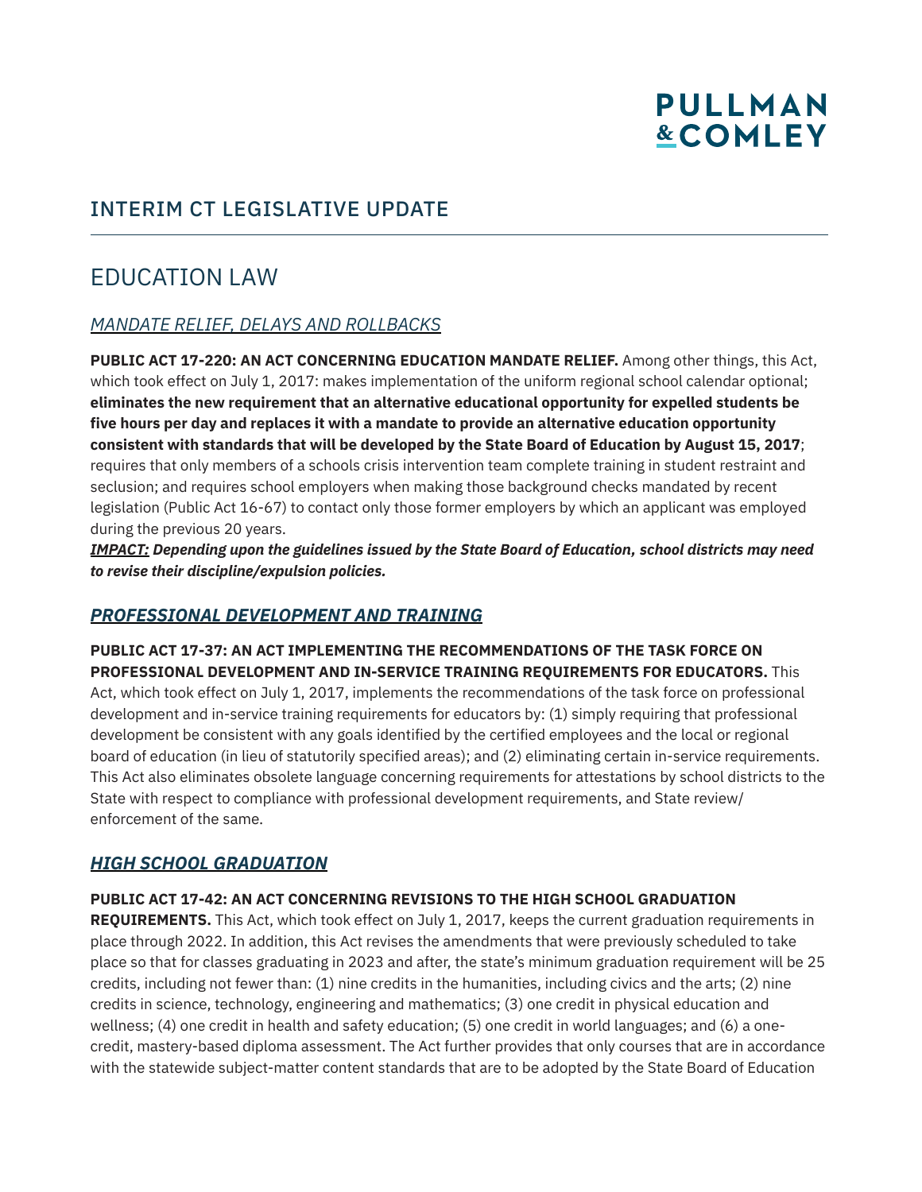## INTERIM CT LEGISLATIVE UPDATE

# EDUCATION LAW

### *MANDATE RELIEF, DELAYS AND ROLLBACKS*

**PUBLIC ACT 17-220: AN ACT CONCERNING EDUCATION MANDATE RELIEF.** Among other things, this Act, which took effect on July 1, 2017: makes implementation of the uniform regional school calendar optional; **eliminates the new requirement that an alternative educational opportunity for expelled students be five hours per day and replaces it with a mandate to provide an alternative education opportunity consistent with standards that will be developed by the State Board of Education by August 15, 2017**; requires that only members of a schools crisis intervention team complete training in student restraint and seclusion; and requires school employers when making those background checks mandated by recent legislation (Public Act 16-67) to contact only those former employers by which an applicant was employed during the previous 20 years.

***IMPACT:* Depending upon the guidelines issued by the State Board of Education, school districts may need to revise their discipline/expulsion policies.**

### ***PROFESSIONAL DEVELOPMENT AND TRAINING***

**PUBLIC ACT 17-37: AN ACT IMPLEMENTING THE RECOMMENDATIONS OF THE TASK FORCE ON PROFESSIONAL DEVELOPMENT AND IN-SERVICE TRAINING REQUIREMENTS FOR EDUCATORS.** This Act, which took effect on July 1, 2017, implements the recommendations of the task force on professional development and in-service training requirements for educators by: (1) simply requiring that professional development be consistent with any goals identified by the certified employees and the local or regional board of education (in lieu of statutorily specified areas); and (2) eliminating certain in-service requirements. This Act also eliminates obsolete language concerning requirements for attestations by school districts to the State with respect to compliance with professional development requirements, and State review/enforcement of the same.

### ***HIGH SCHOOL GRADUATION***

**PUBLIC ACT 17-42: AN ACT CONCERNING REVISIONS TO THE HIGH SCHOOL GRADUATION REQUIREMENTS.** This Act, which took effect on July 1, 2017, keeps the current graduation requirements in place through 2022. In addition, this Act revises the amendments that were previously scheduled to take place so that for classes graduating in 2023 and after, the state's minimum graduation requirement will be 25 credits, including not fewer than: (1) nine credits in the humanities, including civics and the arts; (2) nine credits in science, technology, engineering and mathematics; (3) one credit in physical education and wellness; (4) one credit in health and safety education; (5) one credit in world languages; and (6) a one-credit, mastery-based diploma assessment. The Act further provides that only courses that are in accordance with the statewide subject-matter content standards that are to be adopted by the State Board of Education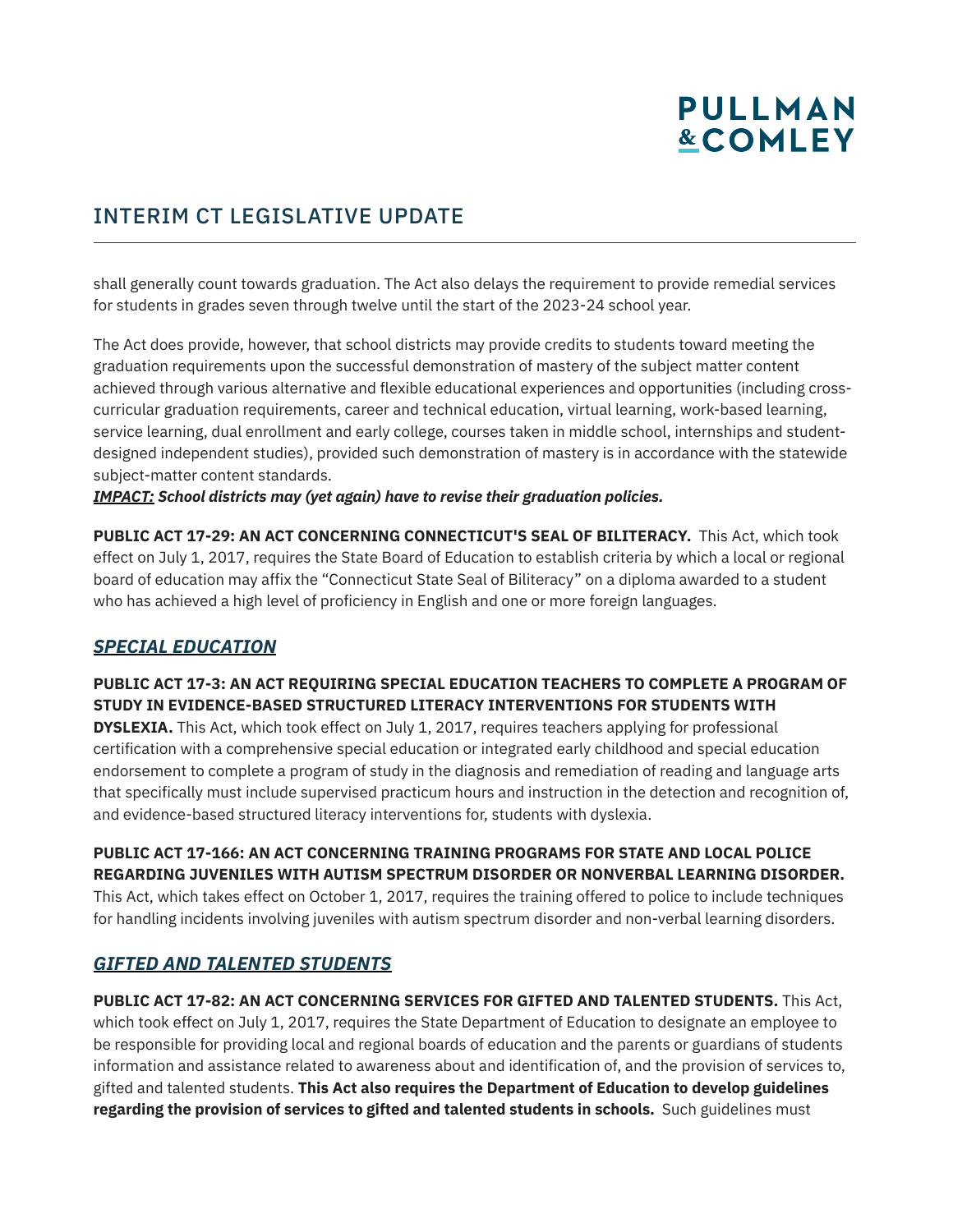shall generally count towards graduation. The Act also delays the requirement to provide remedial services for students in grades seven through twelve until the start of the 2023-24 school year.

The Act does provide, however, that school districts may provide credits to students toward meeting the graduation requirements upon the successful demonstration of mastery of the subject matter content achieved through various alternative and flexible educational experiences and opportunities (including cross-curricular graduation requirements, career and technical education, virtual learning, work-based learning, service learning, dual enrollment and early college, courses taken in middle school, internships and student-designed independent studies), provided such demonstration of mastery is in accordance with the statewide subject-matter content standards.
***IMPACT:* School districts may (yet again) have to revise their graduation policies.**

**PUBLIC ACT 17-29: AN ACT CONCERNING CONNECTICUT'S SEAL OF BILITERACY.** This Act, which took effect on July 1, 2017, requires the State Board of Education to establish criteria by which a local or regional board of education may affix the "Connecticut State Seal of Biliteracy" on a diploma awarded to a student who has achieved a high level of proficiency in English and one or more foreign languages.

## *SPECIAL EDUCATION*

**PUBLIC ACT 17-3: AN ACT REQUIRING SPECIAL EDUCATION TEACHERS TO COMPLETE A PROGRAM OF STUDY IN EVIDENCE-BASED STRUCTURED LITERACY INTERVENTIONS FOR STUDENTS WITH DYSLEXIA.** This Act, which took effect on July 1, 2017, requires teachers applying for professional certification with a comprehensive special education or integrated early childhood and special education endorsement to complete a program of study in the diagnosis and remediation of reading and language arts that specifically must include supervised practicum hours and instruction in the detection and recognition of, and evidence-based structured literacy interventions for, students with dyslexia.

**PUBLIC ACT 17-166: AN ACT CONCERNING TRAINING PROGRAMS FOR STATE AND LOCAL POLICE REGARDING JUVENILES WITH AUTISM SPECTRUM DISORDER OR NONVERBAL LEARNING DISORDER.** This Act, which takes effect on October 1, 2017, requires the training offered to police to include techniques for handling incidents involving juveniles with autism spectrum disorder and non-verbal learning disorders.

## *GIFTED AND TALENTED STUDENTS*

**PUBLIC ACT 17-82: AN ACT CONCERNING SERVICES FOR GIFTED AND TALENTED STUDENTS.** This Act, which took effect on July 1, 2017, requires the State Department of Education to designate an employee to be responsible for providing local and regional boards of education and the parents or guardians of students information and assistance related to awareness about and identification of, and the provision of services to, gifted and talented students. **This Act also requires the Department of Education to develop guidelines regarding the provision of services to gifted and talented students in schools.** Such guidelines must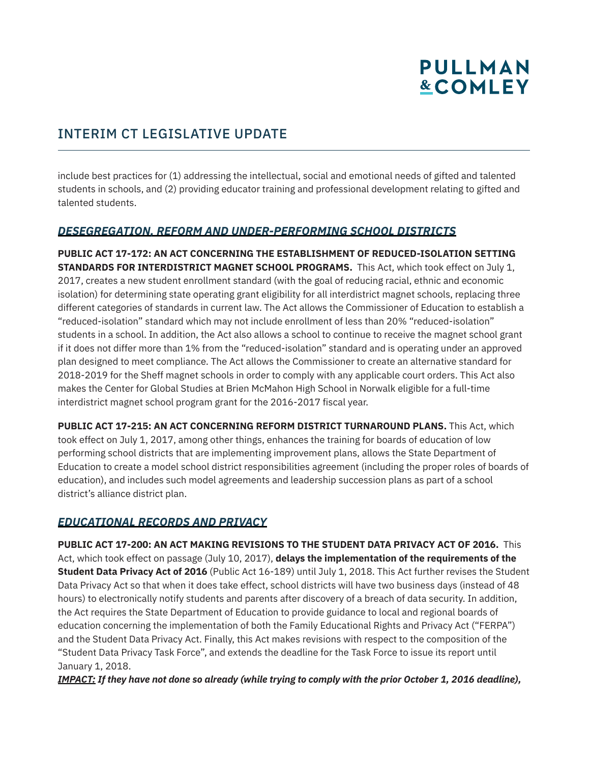include best practices for (1) addressing the intellectual, social and emotional needs of gifted and talented students in schools, and (2) providing educator training and professional development relating to gifted and talented students.

## ***DESEGREGATION, REFORM AND UNDER-PERFORMING SCHOOL DISTRICTS***

**PUBLIC ACT 17-172: AN ACT CONCERNING THE ESTABLISHMENT OF REDUCED-ISOLATION SETTING STANDARDS FOR INTERDISTRICT MAGNET SCHOOL PROGRAMS.** This Act, which took effect on July 1, 2017, creates a new student enrollment standard (with the goal of reducing racial, ethnic and economic isolation) for determining state operating grant eligibility for all interdistrict magnet schools, replacing three different categories of standards in current law. The Act allows the Commissioner of Education to establish a "reduced-isolation" standard which may not include enrollment of less than 20% "reduced-isolation" students in a school. In addition, the Act also allows a school to continue to receive the magnet school grant if it does not differ more than 1% from the "reduced-isolation" standard and is operating under an approved plan designed to meet compliance. The Act allows the Commissioner to create an alternative standard for 2018-2019 for the Sheff magnet schools in order to comply with any applicable court orders. This Act also makes the Center for Global Studies at Brien McMahon High School in Norwalk eligible for a full-time interdistrict magnet school program grant for the 2016-2017 fiscal year.

**PUBLIC ACT 17-215: AN ACT CONCERNING REFORM DISTRICT TURNAROUND PLANS.** This Act, which took effect on July 1, 2017, among other things, enhances the training for boards of education of low performing school districts that are implementing improvement plans, allows the State Department of Education to create a model school district responsibilities agreement (including the proper roles of boards of education), and includes such model agreements and leadership succession plans as part of a school district's alliance district plan.

## ***EDUCATIONAL RECORDS AND PRIVACY***

**PUBLIC ACT 17-200: AN ACT MAKING REVISIONS TO THE STUDENT DATA PRIVACY ACT OF 2016.** This Act, which took effect on passage (July 10, 2017), **delays the implementation of the requirements of the Student Data Privacy Act of 2016** (Public Act 16-189) until July 1, 2018. This Act further revises the Student Data Privacy Act so that when it does take effect, school districts will have two business days (instead of 48 hours) to electronically notify students and parents after discovery of a breach of data security. In addition, the Act requires the State Department of Education to provide guidance to local and regional boards of education concerning the implementation of both the Family Educational Rights and Privacy Act ("FERPA") and the Student Data Privacy Act. Finally, this Act makes revisions with respect to the composition of the "Student Data Privacy Task Force", and extends the deadline for the Task Force to issue its report until January 1, 2018.

***IMPACT:*** ***If they have not done so already (while trying to comply with the prior October 1, 2016 deadline),***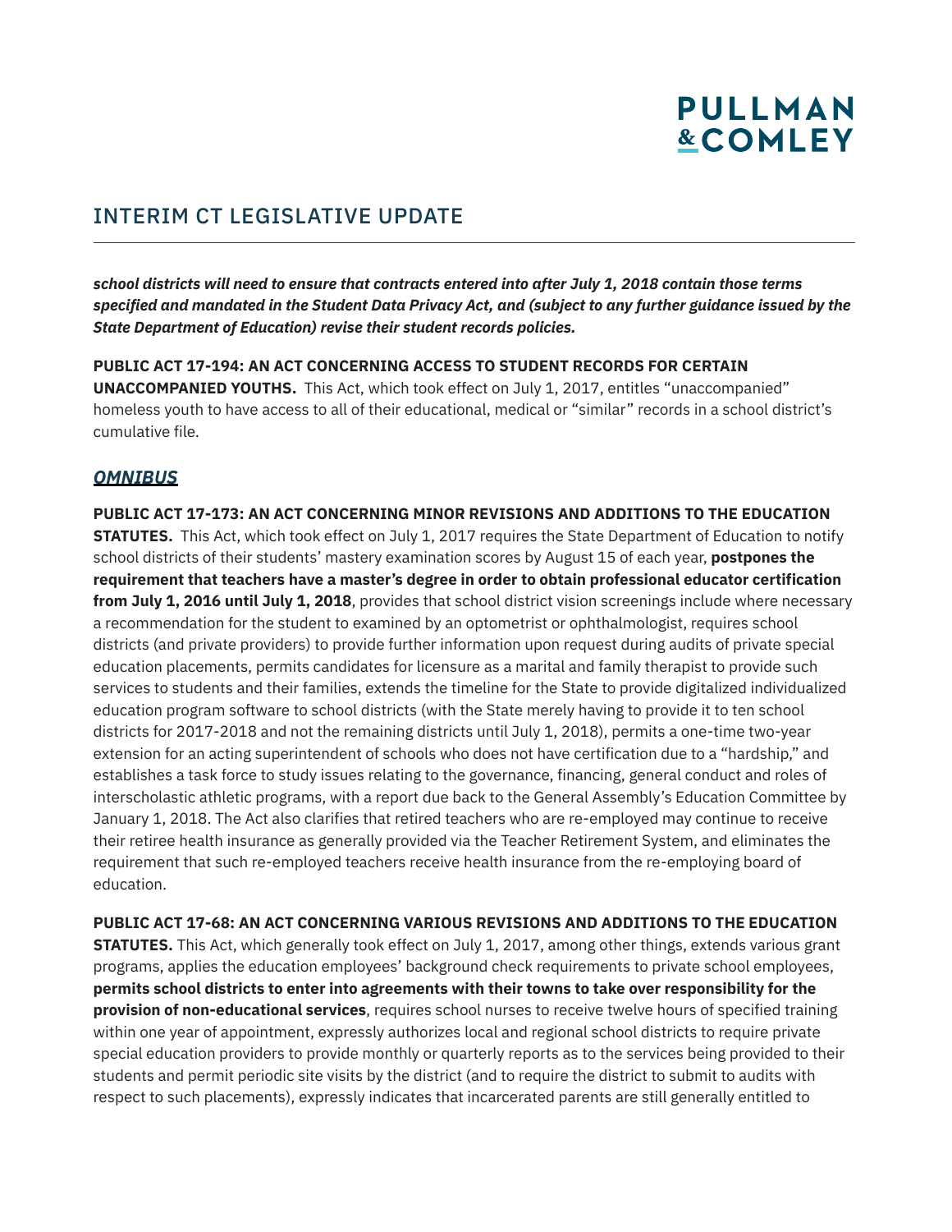***school districts will need to ensure that contracts entered into after July 1, 2018 contain those terms specified and mandated in the Student Data Privacy Act, and (subject to any further guidance issued by the State Department of Education) revise their student records policies.***

**PUBLIC ACT 17-194: AN ACT CONCERNING ACCESS TO STUDENT RECORDS FOR CERTAIN UNACCOMPANIED YOUTHS.** This Act, which took effect on July 1, 2017, entitles "unaccompanied" homeless youth to have access to all of their educational, medical or "similar" records in a school district's cumulative file.

## ***OMNIBUS***

**PUBLIC ACT 17-173: AN ACT CONCERNING MINOR REVISIONS AND ADDITIONS TO THE EDUCATION STATUTES.** This Act, which took effect on July 1, 2017 requires the State Department of Education to notify school districts of their students' mastery examination scores by August 15 of each year, **postpones the requirement that teachers have a master's degree in order to obtain professional educator certification from July 1, 2016 until July 1, 2018**, provides that school district vision screenings include where necessary a recommendation for the student to examined by an optometrist or ophthalmologist, requires school districts (and private providers) to provide further information upon request during audits of private special education placements, permits candidates for licensure as a marital and family therapist to provide such services to students and their families, extends the timeline for the State to provide digitalized individualized education program software to school districts (with the State merely having to provide it to ten school districts for 2017-2018 and not the remaining districts until July 1, 2018), permits a one-time two-year extension for an acting superintendent of schools who does not have certification due to a "hardship," and establishes a task force to study issues relating to the governance, financing, general conduct and roles of interscholastic athletic programs, with a report due back to the General Assembly's Education Committee by January 1, 2018. The Act also clarifies that retired teachers who are re-employed may continue to receive their retiree health insurance as generally provided via the Teacher Retirement System, and eliminates the requirement that such re-employed teachers receive health insurance from the re-employing board of education.

**PUBLIC ACT 17-68: AN ACT CONCERNING VARIOUS REVISIONS AND ADDITIONS TO THE EDUCATION STATUTES.** This Act, which generally took effect on July 1, 2017, among other things, extends various grant programs, applies the education employees' background check requirements to private school employees, **permits school districts to enter into agreements with their towns to take over responsibility for the provision of non-educational services**, requires school nurses to receive twelve hours of specified training within one year of appointment, expressly authorizes local and regional school districts to require private special education providers to provide monthly or quarterly reports as to the services being provided to their students and permit periodic site visits by the district (and to require the district to submit to audits with respect to such placements), expressly indicates that incarcerated parents are still generally entitled to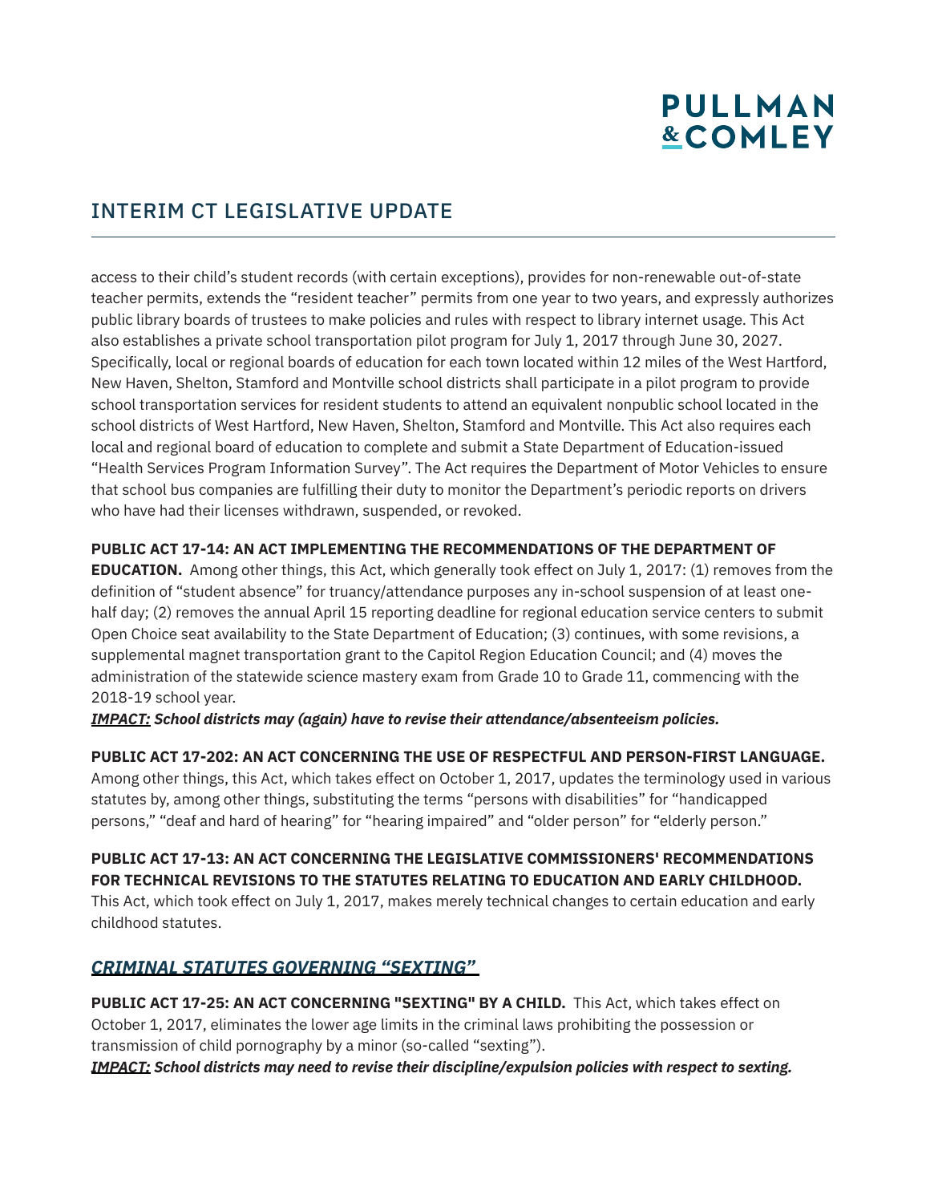access to their child's student records (with certain exceptions), provides for non-renewable out-of-state teacher permits, extends the "resident teacher" permits from one year to two years, and expressly authorizes public library boards of trustees to make policies and rules with respect to library internet usage. This Act also establishes a private school transportation pilot program for July 1, 2017 through June 30, 2027. Specifically, local or regional boards of education for each town located within 12 miles of the West Hartford, New Haven, Shelton, Stamford and Montville school districts shall participate in a pilot program to provide school transportation services for resident students to attend an equivalent nonpublic school located in the school districts of West Hartford, New Haven, Shelton, Stamford and Montville. This Act also requires each local and regional board of education to complete and submit a State Department of Education-issued "Health Services Program Information Survey". The Act requires the Department of Motor Vehicles to ensure that school bus companies are fulfilling their duty to monitor the Department's periodic reports on drivers who have had their licenses withdrawn, suspended, or revoked.

**PUBLIC ACT 17-14: AN ACT IMPLEMENTING THE RECOMMENDATIONS OF THE DEPARTMENT OF EDUCATION.** Among other things, this Act, which generally took effect on July 1, 2017: (1) removes from the definition of "student absence" for truancy/attendance purposes any in-school suspension of at least one-half day; (2) removes the annual April 15 reporting deadline for regional education service centers to submit Open Choice seat availability to the State Department of Education; (3) continues, with some revisions, a supplemental magnet transportation grant to the Capitol Region Education Council; and (4) moves the administration of the statewide science mastery exam from Grade 10 to Grade 11, commencing with the 2018-19 school year.

***IMPACT:*** ***School districts may (again) have to revise their attendance/absenteeism policies.***

**PUBLIC ACT 17-202: AN ACT CONCERNING THE USE OF RESPECTFUL AND PERSON-FIRST LANGUAGE.** Among other things, this Act, which takes effect on October 1, 2017, updates the terminology used in various statutes by, among other things, substituting the terms "persons with disabilities" for "handicapped persons," "deaf and hard of hearing" for "hearing impaired" and "older person" for "elderly person."

**PUBLIC ACT 17-13: AN ACT CONCERNING THE LEGISLATIVE COMMISSIONERS' RECOMMENDATIONS FOR TECHNICAL REVISIONS TO THE STATUTES RELATING TO EDUCATION AND EARLY CHILDHOOD.** This Act, which took effect on July 1, 2017, makes merely technical changes to certain education and early childhood statutes.

## *CRIMINAL STATUTES GOVERNING "SEXTING"*

**PUBLIC ACT 17-25: AN ACT CONCERNING "SEXTING" BY A CHILD.** This Act, which takes effect on October 1, 2017, eliminates the lower age limits in the criminal laws prohibiting the possession or transmission of child pornography by a minor (so-called "sexting").

***IMPACT:*** ***School districts may need to revise their discipline/expulsion policies with respect to sexting.***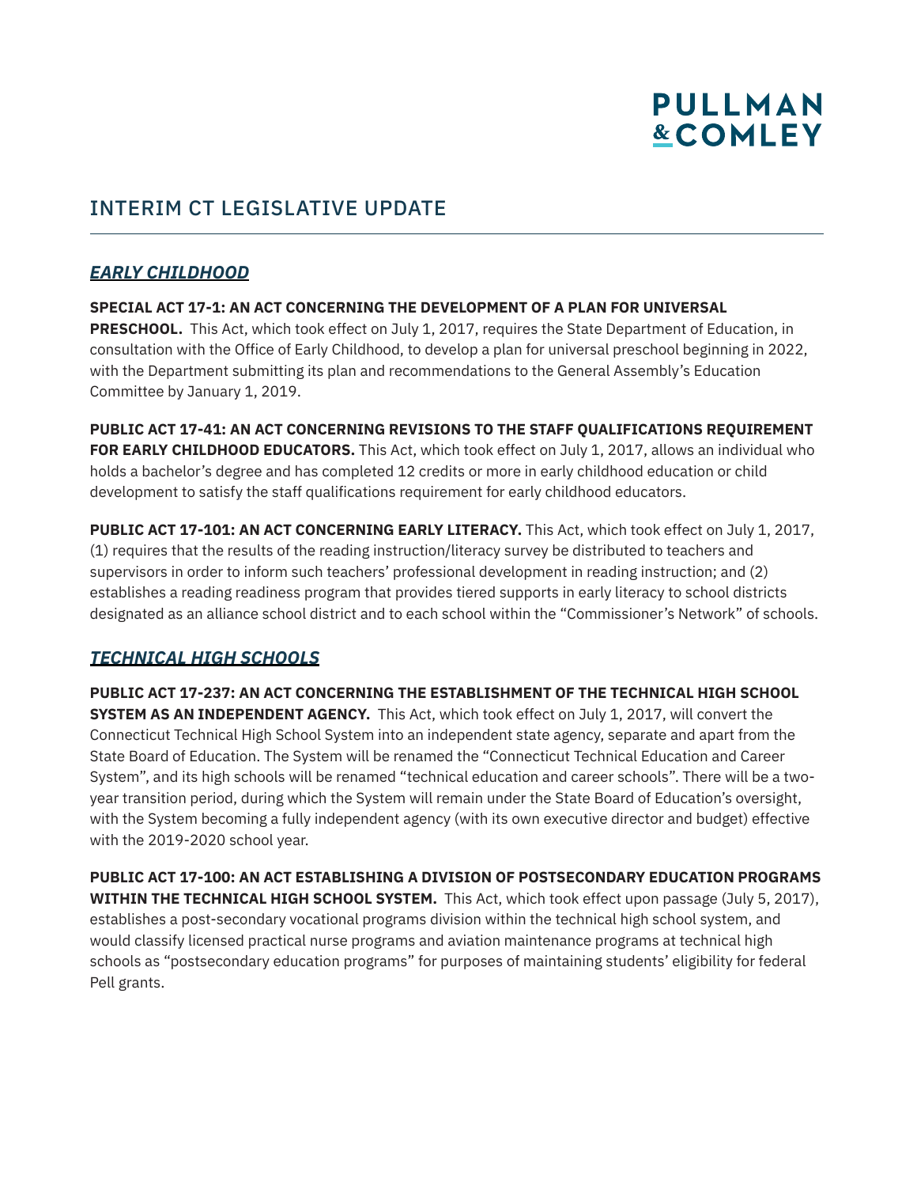## INTERIM CT LEGISLATIVE UPDATE

### ***EARLY CHILDHOOD***

**SPECIAL ACT 17-1: AN ACT CONCERNING THE DEVELOPMENT OF A PLAN FOR UNIVERSAL PRESCHOOL.** This Act, which took effect on July 1, 2017, requires the State Department of Education, in consultation with the Office of Early Childhood, to develop a plan for universal preschool beginning in 2022, with the Department submitting its plan and recommendations to the General Assembly's Education Committee by January 1, 2019.

**PUBLIC ACT 17-41: AN ACT CONCERNING REVISIONS TO THE STAFF QUALIFICATIONS REQUIREMENT FOR EARLY CHILDHOOD EDUCATORS.** This Act, which took effect on July 1, 2017, allows an individual who holds a bachelor's degree and has completed 12 credits or more in early childhood education or child development to satisfy the staff qualifications requirement for early childhood educators.

**PUBLIC ACT 17-101: AN ACT CONCERNING EARLY LITERACY.** This Act, which took effect on July 1, 2017, (1) requires that the results of the reading instruction/literacy survey be distributed to teachers and supervisors in order to inform such teachers' professional development in reading instruction; and (2) establishes a reading readiness program that provides tiered supports in early literacy to school districts designated as an alliance school district and to each school within the "Commissioner's Network" of schools.

### ***TECHNICAL HIGH SCHOOLS***

**PUBLIC ACT 17-237: AN ACT CONCERNING THE ESTABLISHMENT OF THE TECHNICAL HIGH SCHOOL SYSTEM AS AN INDEPENDENT AGENCY.** This Act, which took effect on July 1, 2017, will convert the Connecticut Technical High School System into an independent state agency, separate and apart from the State Board of Education. The System will be renamed the "Connecticut Technical Education and Career System", and its high schools will be renamed "technical education and career schools". There will be a two-year transition period, during which the System will remain under the State Board of Education's oversight, with the System becoming a fully independent agency (with its own executive director and budget) effective with the 2019-2020 school year.

**PUBLIC ACT 17-100: AN ACT ESTABLISHING A DIVISION OF POSTSECONDARY EDUCATION PROGRAMS WITHIN THE TECHNICAL HIGH SCHOOL SYSTEM.** This Act, which took effect upon passage (July 5, 2017), establishes a post-secondary vocational programs division within the technical high school system, and would classify licensed practical nurse programs and aviation maintenance programs at technical high schools as "postsecondary education programs" for purposes of maintaining students' eligibility for federal Pell grants.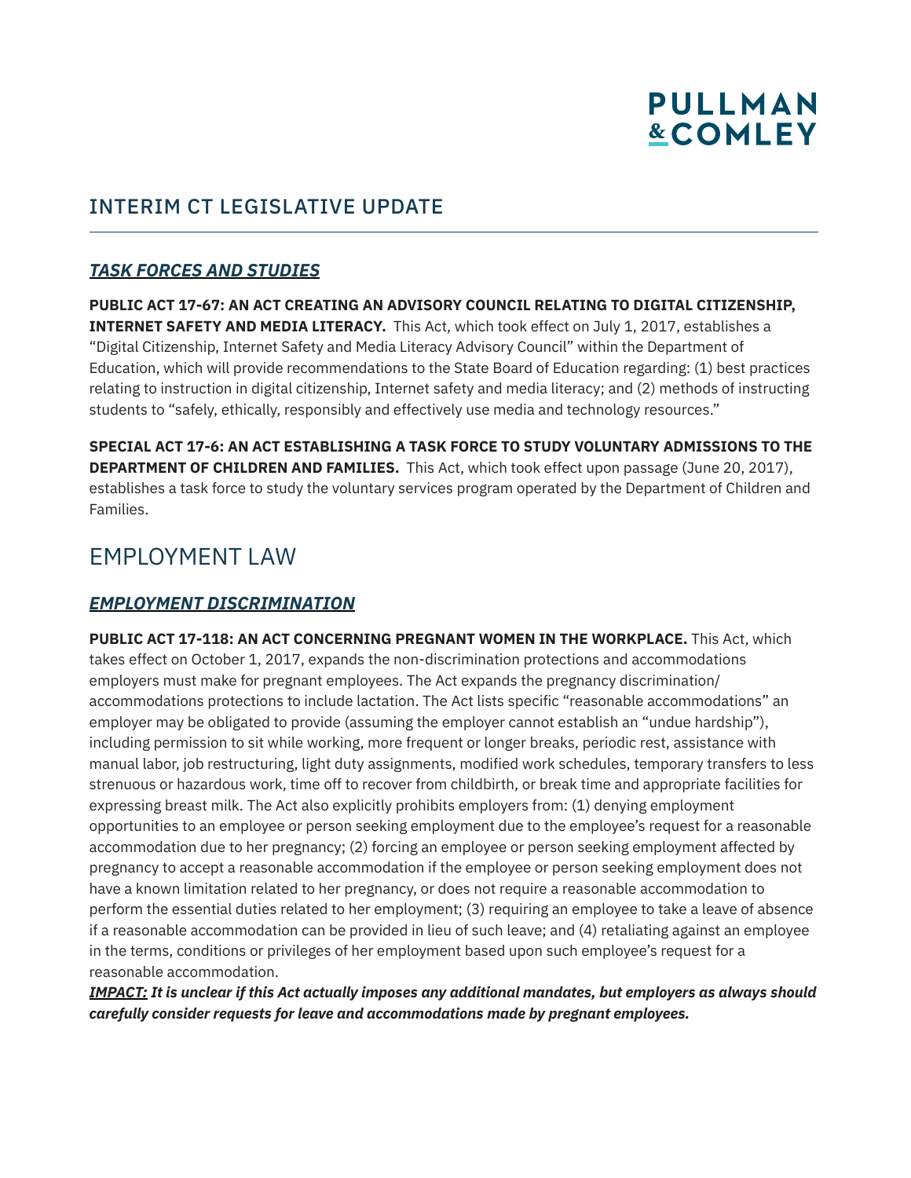## INTERIM CT LEGISLATIVE UPDATE

### ***TASK FORCES AND STUDIES***

**PUBLIC ACT 17-67: AN ACT CREATING AN ADVISORY COUNCIL RELATING TO DIGITAL CITIZENSHIP, INTERNET SAFETY AND MEDIA LITERACY.** This Act, which took effect on July 1, 2017, establishes a "Digital Citizenship, Internet Safety and Media Literacy Advisory Council" within the Department of Education, which will provide recommendations to the State Board of Education regarding: (1) best practices relating to instruction in digital citizenship, Internet safety and media literacy; and (2) methods of instructing students to "safely, ethically, responsibly and effectively use media and technology resources."

**SPECIAL ACT 17-6: AN ACT ESTABLISHING A TASK FORCE TO STUDY VOLUNTARY ADMISSIONS TO THE DEPARTMENT OF CHILDREN AND FAMILIES.** This Act, which took effect upon passage (June 20, 2017), establishes a task force to study the voluntary services program operated by the Department of Children and Families.

# EMPLOYMENT LAW

### ***EMPLOYMENT DISCRIMINATION***

**PUBLIC ACT 17-118: AN ACT CONCERNING PREGNANT WOMEN IN THE WORKPLACE.** This Act, which takes effect on October 1, 2017, expands the non-discrimination protections and accommodations employers must make for pregnant employees. The Act expands the pregnancy discrimination/accommodations protections to include lactation. The Act lists specific "reasonable accommodations" an employer may be obligated to provide (assuming the employer cannot establish an "undue hardship"), including permission to sit while working, more frequent or longer breaks, periodic rest, assistance with manual labor, job restructuring, light duty assignments, modified work schedules, temporary transfers to less strenuous or hazardous work, time off to recover from childbirth, or break time and appropriate facilities for expressing breast milk. The Act also explicitly prohibits employers from: (1) denying employment opportunities to an employee or person seeking employment due to the employee's request for a reasonable accommodation due to her pregnancy; (2) forcing an employee or person seeking employment affected by pregnancy to accept a reasonable accommodation if the employee or person seeking employment does not have a known limitation related to her pregnancy, or does not require a reasonable accommodation to perform the essential duties related to her employment; (3) requiring an employee to take a leave of absence if a reasonable accommodation can be provided in lieu of such leave; and (4) retaliating against an employee in the terms, conditions or privileges of her employment based upon such employee's request for a reasonable accommodation.
***IMPACT:*** ***It is unclear if this Act actually imposes any additional mandates, but employers as always should carefully consider requests for leave and accommodations made by pregnant employees.***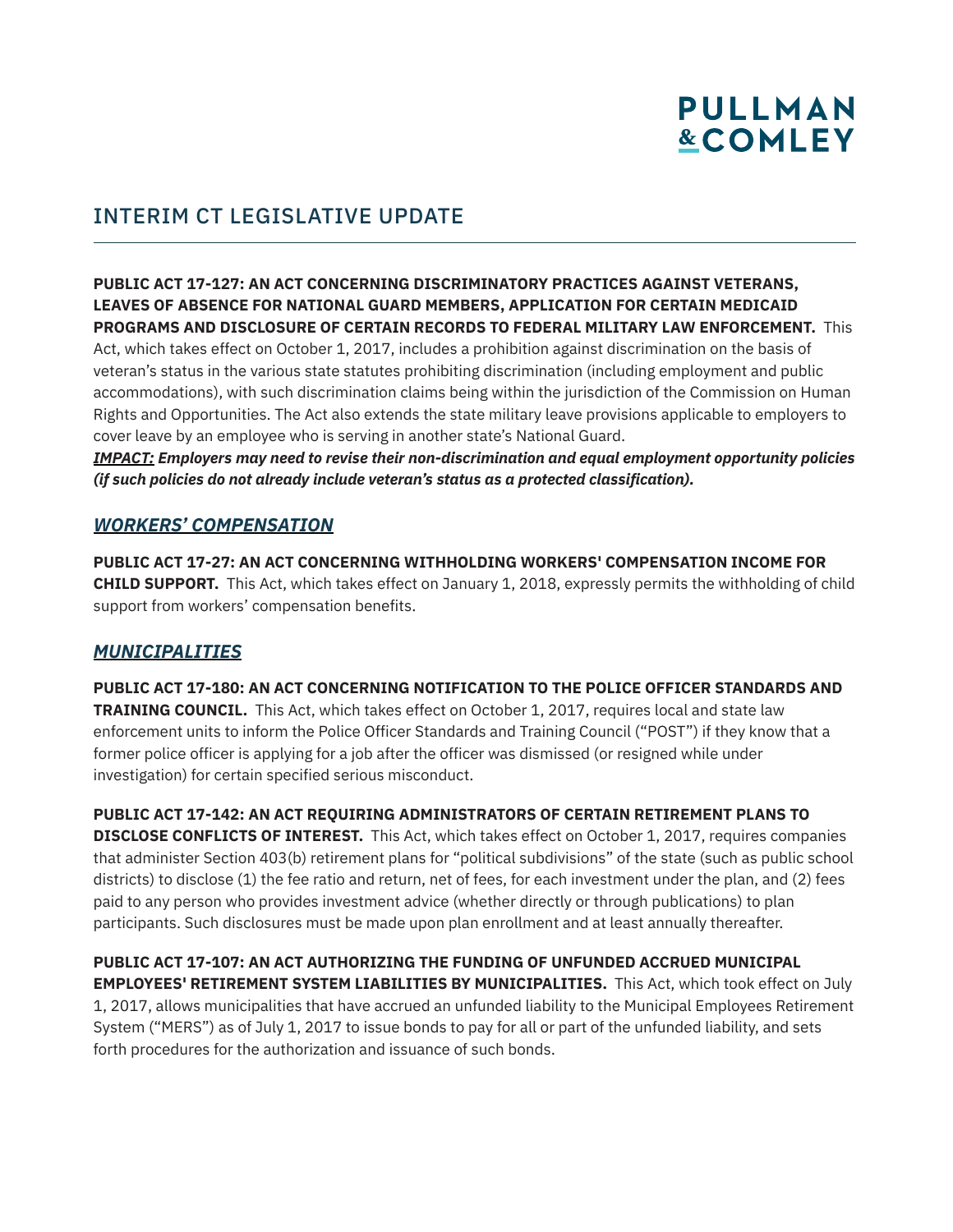# INTERIM CT LEGISLATIVE UPDATE

**PUBLIC ACT 17-127: AN ACT CONCERNING DISCRIMINATORY PRACTICES AGAINST VETERANS, LEAVES OF ABSENCE FOR NATIONAL GUARD MEMBERS, APPLICATION FOR CERTAIN MEDICAID PROGRAMS AND DISCLOSURE OF CERTAIN RECORDS TO FEDERAL MILITARY LAW ENFORCEMENT.** This Act, which takes effect on October 1, 2017, includes a prohibition against discrimination on the basis of veteran's status in the various state statutes prohibiting discrimination (including employment and public accommodations), with such discrimination claims being within the jurisdiction of the Commission on Human Rights and Opportunities. The Act also extends the state military leave provisions applicable to employers to cover leave by an employee who is serving in another state's National Guard.

***IMPACT:* Employers may need to revise their non-discrimination and equal employment opportunity policies (if such policies do not already include veteran's status as a protected classification).**

## *WORKERS' COMPENSATION*

**PUBLIC ACT 17-27: AN ACT CONCERNING WITHHOLDING WORKERS' COMPENSATION INCOME FOR CHILD SUPPORT.** This Act, which takes effect on January 1, 2018, expressly permits the withholding of child support from workers' compensation benefits.

## *MUNICIPALITIES*

**PUBLIC ACT 17-180: AN ACT CONCERNING NOTIFICATION TO THE POLICE OFFICER STANDARDS AND TRAINING COUNCIL.** This Act, which takes effect on October 1, 2017, requires local and state law enforcement units to inform the Police Officer Standards and Training Council ("POST") if they know that a former police officer is applying for a job after the officer was dismissed (or resigned while under investigation) for certain specified serious misconduct.

**PUBLIC ACT 17-142: AN ACT REQUIRING ADMINISTRATORS OF CERTAIN RETIREMENT PLANS TO DISCLOSE CONFLICTS OF INTEREST.** This Act, which takes effect on October 1, 2017, requires companies that administer Section 403(b) retirement plans for "political subdivisions" of the state (such as public school districts) to disclose (1) the fee ratio and return, net of fees, for each investment under the plan, and (2) fees paid to any person who provides investment advice (whether directly or through publications) to plan participants. Such disclosures must be made upon plan enrollment and at least annually thereafter.

**PUBLIC ACT 17-107: AN ACT AUTHORIZING THE FUNDING OF UNFUNDED ACCRUED MUNICIPAL EMPLOYEES' RETIREMENT SYSTEM LIABILITIES BY MUNICIPALITIES.** This Act, which took effect on July 1, 2017, allows municipalities that have accrued an unfunded liability to the Municipal Employees Retirement System ("MERS") as of July 1, 2017 to issue bonds to pay for all or part of the unfunded liability, and sets forth procedures for the authorization and issuance of such bonds.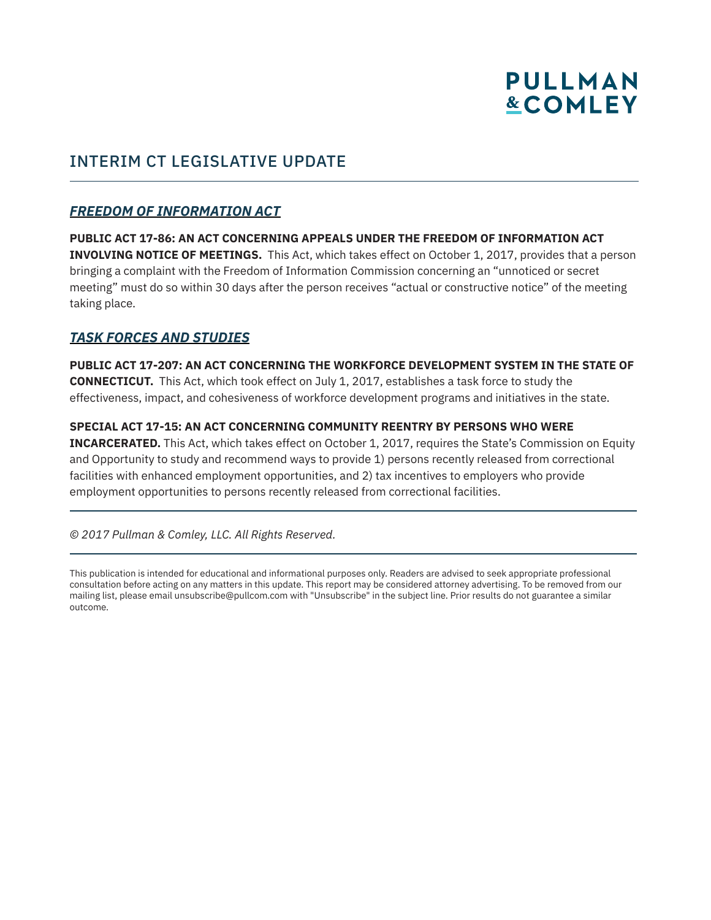# INTERIM CT LEGISLATIVE UPDATE

## ***FREEDOM OF INFORMATION ACT***

**PUBLIC ACT 17-86: AN ACT CONCERNING APPEALS UNDER THE FREEDOM OF INFORMATION ACT INVOLVING NOTICE OF MEETINGS.** This Act, which takes effect on October 1, 2017, provides that a person bringing a complaint with the Freedom of Information Commission concerning an "unnoticed or secret meeting" must do so within 30 days after the person receives "actual or constructive notice" of the meeting taking place.

## ***TASK FORCES AND STUDIES***

**PUBLIC ACT 17-207: AN ACT CONCERNING THE WORKFORCE DEVELOPMENT SYSTEM IN THE STATE OF CONNECTICUT.** This Act, which took effect on July 1, 2017, establishes a task force to study the effectiveness, impact, and cohesiveness of workforce development programs and initiatives in the state.

**SPECIAL ACT 17-15: AN ACT CONCERNING COMMUNITY REENTRY BY PERSONS WHO WERE INCARCERATED.** This Act, which takes effect on October 1, 2017, requires the State's Commission on Equity and Opportunity to study and recommend ways to provide 1) persons recently released from correctional facilities with enhanced employment opportunities, and 2) tax incentives to employers who provide employment opportunities to persons recently released from correctional facilities.

---

*© 2017 Pullman & Comley, LLC. All Rights Reserved.*

---

This publication is intended for educational and informational purposes only. Readers are advised to seek appropriate professional consultation before acting on any matters in this update. This report may be considered attorney advertising. To be removed from our mailing list, please email unsubscribe@pullcom.com with "Unsubscribe" in the subject line. Prior results do not guarantee a similar outcome.